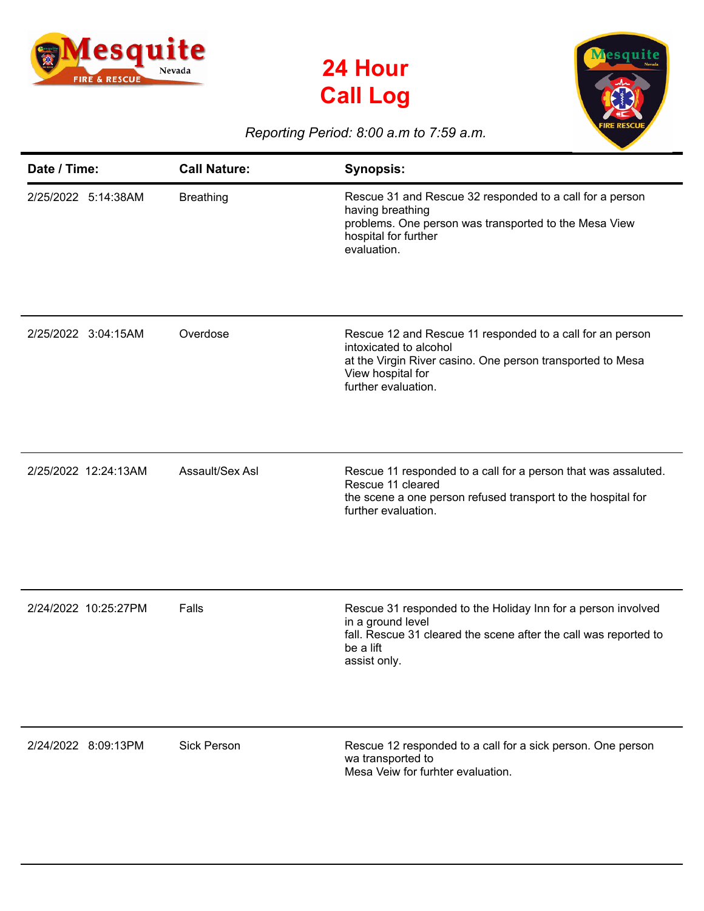# 24 Hour Call Log

*Reporting Period: 8:00 a.m to 7:59 a.m.*

| Date / Time: | Call Nature: | Synopsis: |
|---|---|---|
| 2/25/2022 5:14:38AM | Breathing | Rescue 31 and Rescue 32 responded to a call for a person having breathing problems. One person was transported to the Mesa View hospital for further evaluation. |
| 2/25/2022 3:04:15AM | Overdose | Rescue 12 and Rescue 11 responded to a call for an person intoxicated to alcohol at the Virgin River casino. One person transported to Mesa View hospital for further evaluation. |
| 2/25/2022 12:24:13AM | Assault/Sex Asl | Rescue 11 responded to a call for a person that was assaulted. Rescue 11 cleared the scene a one person refused transport to the hospital for further evaluation. |
| 2/24/2022 10:25:27PM | Falls | Rescue 31 responded to the Holiday Inn for a person involved in a ground level fall. Rescue 31 cleared the scene after the call was reported to be a lift assist only. |
| 2/24/2022 8:09:13PM | Sick Person | Rescue 12 responded to a call for a sick person. One person wa transported to Mesa Veiw for furhter evaluation. |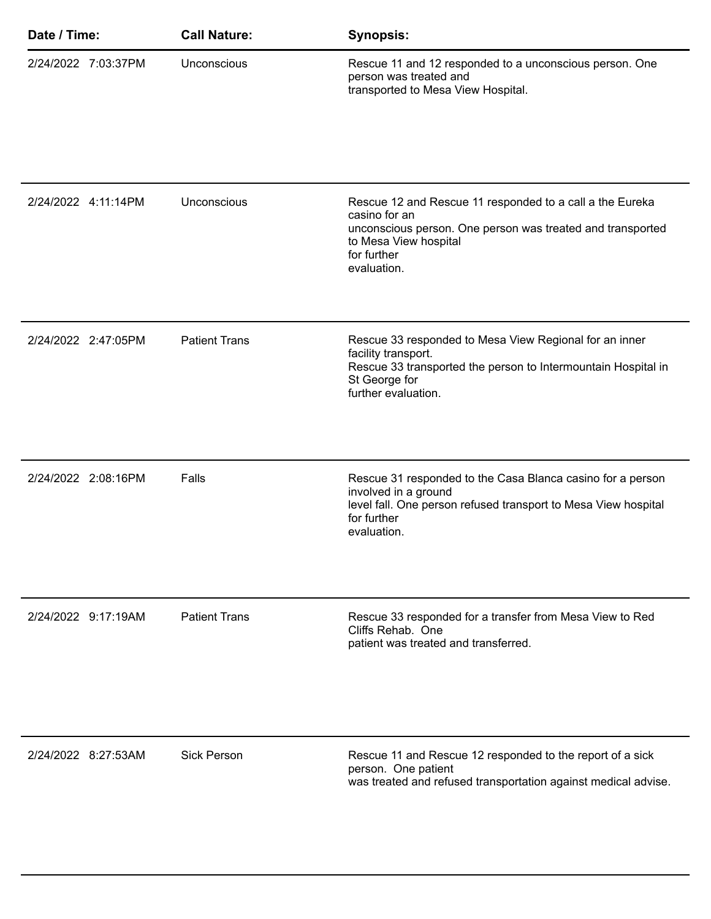| Date / Time: | Call Nature: | Synopsis: |
|---|---|---|
| 2/24/2022 7:03:37PM | Unconscious | Rescue 11 and 12 responded to a unconscious person. One person was treated and transported to Mesa View Hospital. |
| 2/24/2022 4:11:14PM | Unconscious | Rescue 12 and Rescue 11 responded to a call a the Eureka casino for an unconscious person. One person was treated and transported to Mesa View hospital for further evaluation. |
| 2/24/2022 2:47:05PM | Patient Trans | Rescue 33 responded to Mesa View Regional for an inner facility transport. Rescue 33 transported the person to Intermountain Hospital in St George for further evaluation. |
| 2/24/2022 2:08:16PM | Falls | Rescue 31 responded to the Casa Blanca casino for a person involved in a ground level fall. One person refused transport to Mesa View hospital for further evaluation. |
| 2/24/2022 9:17:19AM | Patient Trans | Rescue 33 responded for a transfer from Mesa View to Red Cliffs Rehab. One patient was treated and transferred. |
| 2/24/2022 8:27:53AM | Sick Person | Rescue 11 and Rescue 12 responded to the report of a sick person. One patient was treated and refused transportation against medical advise. |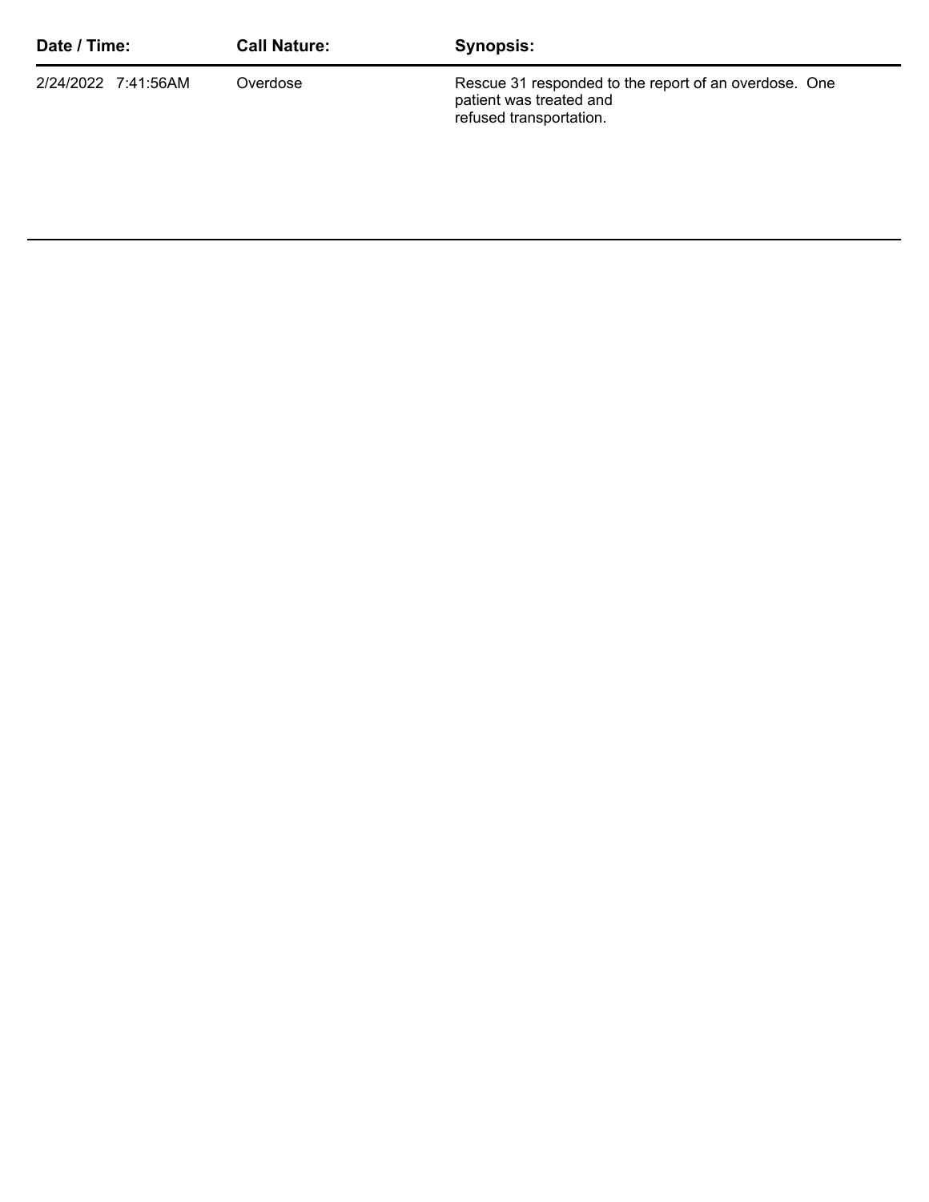| Date / Time: | Call Nature: | Synopsis: |
| --- | --- | --- |
| 2/24/2022 7:41:56AM | Overdose | Rescue 31 responded to the report of an overdose. One patient was treated and refused transportation. |